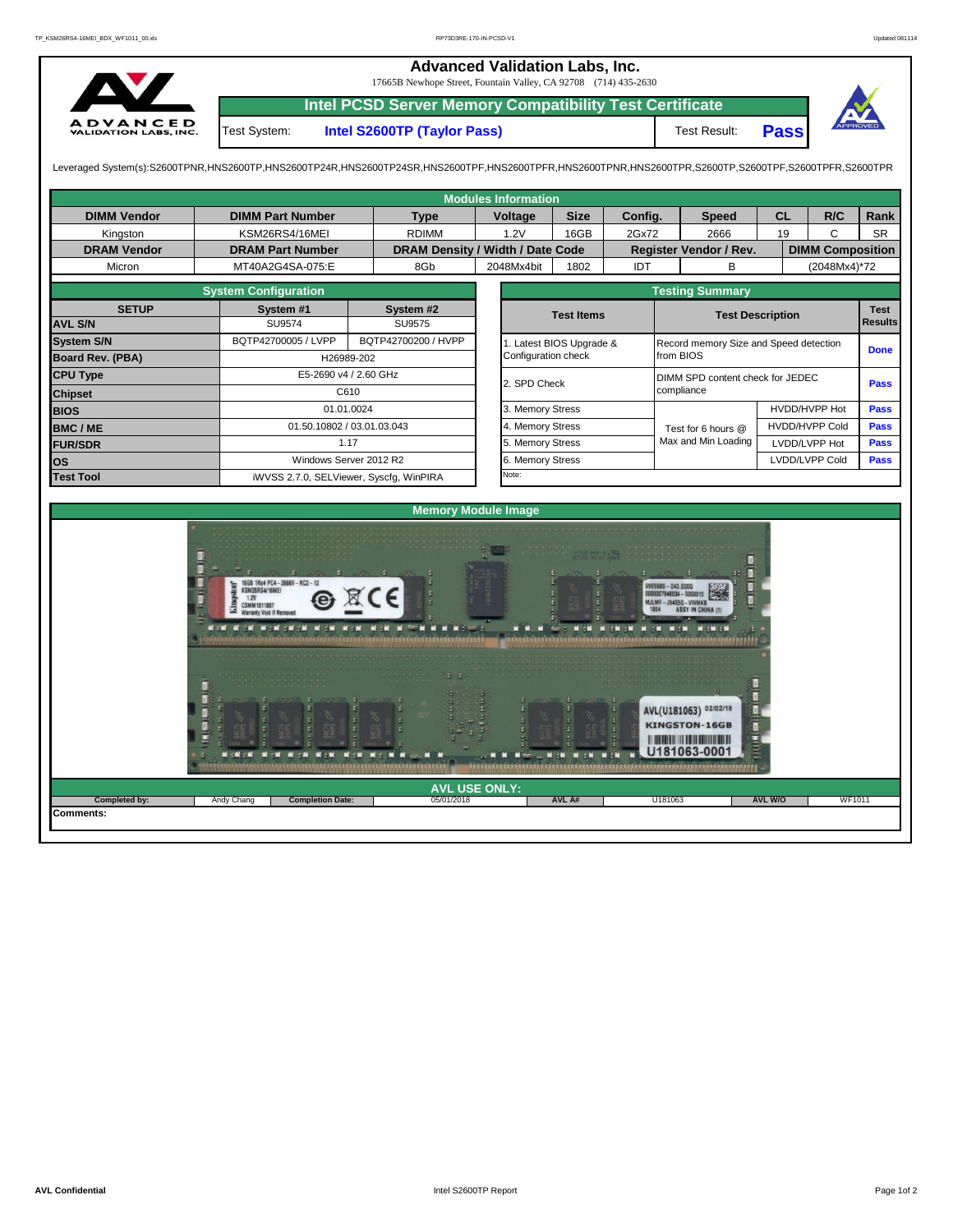# Advanced Validation Labs, Inc.

17665B Newhope Street, Fountain Valley, CA 92708 (714) 435-2630

## Intel PCSD Server Memory Compatibility Test Certificate

Test System: **Intel S2600TP (Taylor Pass)** Test Result: **Pass**

Leveraged System(s):S2600TPNR,HNS2600TP,HNS2600TP24R,HNS2600TP24SR,HNS2600TPF,HNS2600TPFR,HNS2600TPNR,HNS2600TPR,S2600TP,S2600TPF,S2600TPFR,S2600TPR

### Modules Information

| DIMM Vendor | DIMM Part Number | Type | Voltage | Size | Config. | Speed | CL | R/C | Rank |
|---|---|---|---|---|---|---|---|---|---|
| Kingston | KSM26RS4/16MEI | RDIMM | 1.2V | 16GB | 2Gx72 | 2666 | 19 | C | SR |
| **DRAM Vendor** | **DRAM Part Number** | **DRAM Density / Width / Date Code** | | | **Register Vendor / Rev.** | | **DIMM Composition** | | |
| Micron | MT40A2G4SA-075:E | 8Gb | 2048Mx4bit | 1802 | IDT | B | (2048Mx4)*72 | | |

### System Configuration

| SETUP | System #1 | System #2 |
|---|---|---|
| AVL S/N | SU9574 | SU9575 |
| System S/N | BQTP42700005 / LVPP | BQTP42700200 / HVPP |
| Board Rev. (PBA) | H26989-202 | |
| CPU Type | E5-2690 v4 / 2.60 GHz | |
| Chipset | C610 | |
| BIOS | 01.01.0024 | |
| BMC / ME | 01.50.10802 / 03.01.03.043 | |
| FUR/SDR | 1.17 | |
| OS | Windows Server 2012 R2 | |
| Test Tool | iWVSS 2.7.0, SELViewer, Syscfg, WinPIRA | |

### Testing Summary

| Test Items | Test Description | | Test Results |
|---|---|---|---|
| 1. Latest BIOS Upgrade & Configuration check | Record memory Size and Speed detection from BIOS | | Done |
| 2. SPD Check | DIMM SPD content check for JEDEC compliance | | Pass |
| 3. Memory Stress | Test for 6 hours @ Max and Min Loading | HVDD/HVPP Hot | Pass |
| 4. Memory Stress | | HVDD/HVPP Cold | Pass |
| 5. Memory Stress | | LVDD/LVPP Hot | Pass |
| 6. Memory Stress | | LVDD/LVPP Cold | Pass |
| Note: | | | |

### Memory Module Image

### AVL USE ONLY:

| Completed by: | Andy Chang | Completion Date: | 05/01/2018 | AVL A# | U181063 | AVL W/O | WF1011 |
|---|---|---|---|---|---|---|---|

**Comments:**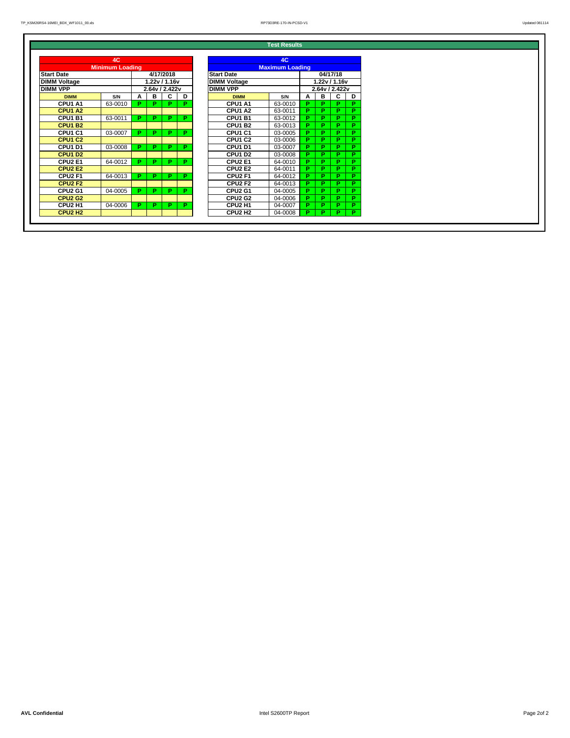## Test Results

| 4C Minimum Loading | | | | | |
|---|---|---|---|---|---|
| **Start Date** | | 4/17/2018 | | | |
| **DIMM Voltage** | | 1.22v / 1.16v | | | |
| **DIMM VPP** | | 2.64v / 2.422v | | | |
| **DIMM** | **S/N** | **A** | **B** | **C** | **D** |
| CPU1 A1 | 63-0010 | P | P | P | P |
| CPU1 A2 | | | | | |
| CPU1 B1 | 63-0011 | P | P | P | P |
| CPU1 B2 | | | | | |
| CPU1 C1 | 03-0007 | P | P | P | P |
| CPU1 C2 | | | | | |
| CPU1 D1 | 03-0008 | P | P | P | P |
| CPU1 D2 | | | | | |
| CPU2 E1 | 64-0012 | P | P | P | P |
| CPU2 E2 | | | | | |
| CPU2 F1 | 64-0013 | P | P | P | P |
| CPU2 F2 | | | | | |
| CPU2 G1 | 04-0005 | P | P | P | P |
| CPU2 G2 | | | | | |
| CPU2 H1 | 04-0006 | P | P | P | P |
| CPU2 H2 | | | | | |

| 4C Maximum Loading | | | | | |
|---|---|---|---|---|---|
| **Start Date** | | 04/17/18 | | | |
| **DIMM Voltage** | | 1.22v / 1.16v | | | |
| **DIMM VPP** | | 2.64v / 2.422v | | | |
| **DIMM** | **S/N** | **A** | **B** | **C** | **D** |
| CPU1 A1 | 63-0010 | P | P | P | P |
| CPU1 A2 | 63-0011 | P | P | P | P |
| CPU1 B1 | 63-0012 | P | P | P | P |
| CPU1 B2 | 63-0013 | P | P | P | P |
| CPU1 C1 | 03-0005 | P | P | P | P |
| CPU1 C2 | 03-0006 | P | P | P | P |
| CPU1 D1 | 03-0007 | P | P | P | P |
| CPU1 D2 | 03-0008 | P | P | P | P |
| CPU2 E1 | 64-0010 | P | P | P | P |
| CPU2 E2 | 64-0011 | P | P | P | P |
| CPU2 F1 | 64-0012 | P | P | P | P |
| CPU2 F2 | 64-0013 | P | P | P | P |
| CPU2 G1 | 04-0005 | P | P | P | P |
| CPU2 G2 | 04-0006 | P | P | P | P |
| CPU2 H1 | 04-0007 | P | P | P | P |
| CPU2 H2 | 04-0008 | P | P | P | P |